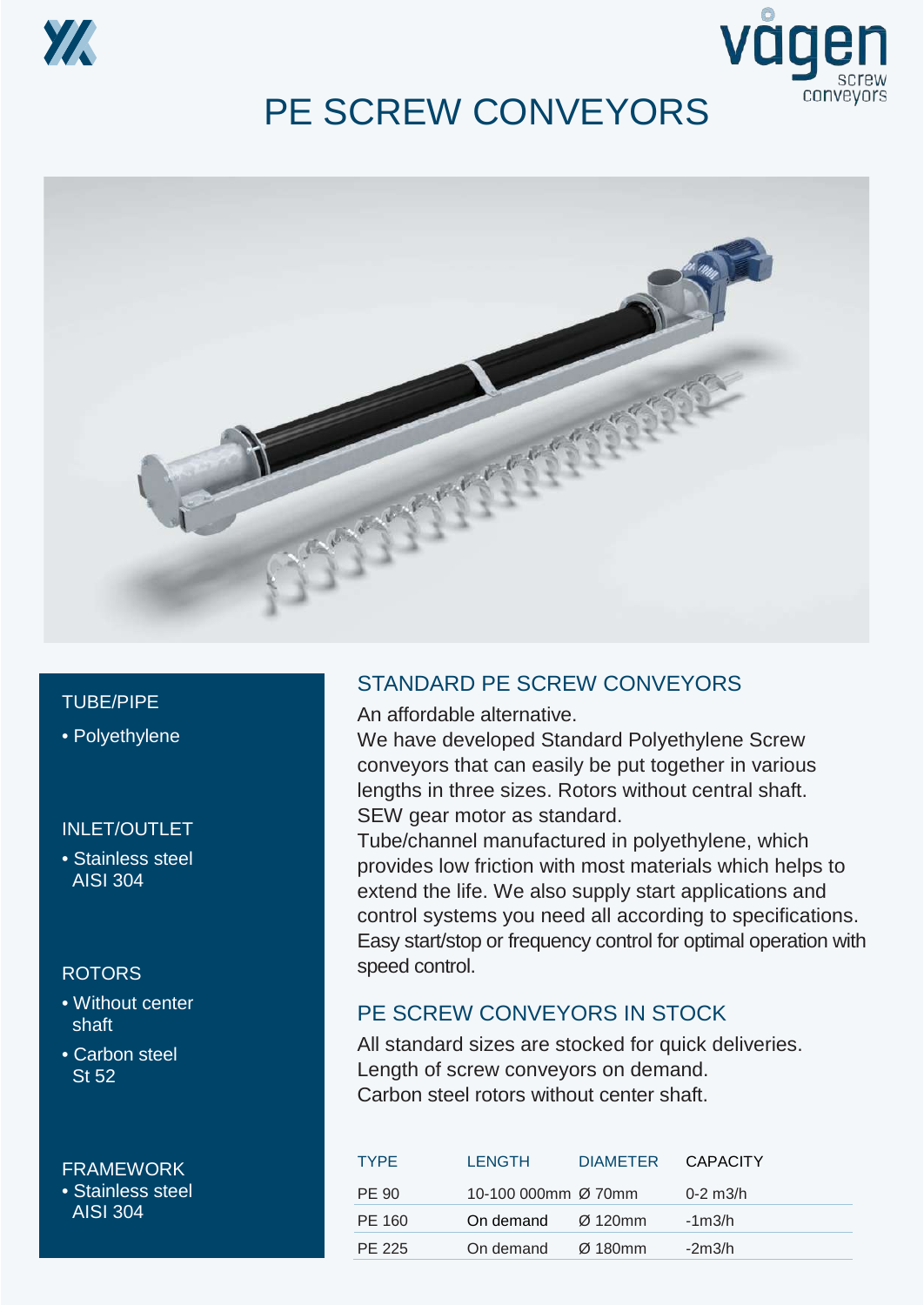# PE SCREW CONVEYORS

vägen screw conveyors

### TUBE/PIPE
- Polyethylene

### INLET/OUTLET
- Stainless steel AISI 304

### ROTORS
- Without center shaft
- Carbon steel St 52

### FRAMEWORK
- Stainless steel AISI 304

## STANDARD PE SCREW CONVEYORS

An affordable alternative.
We have developed Standard Polyethylene Screw conveyors that can easily be put together in various lengths in three sizes. Rotors without central shaft. SEW gear motor as standard.
Tube/channel manufactured in polyethylene, which provides low friction with most materials which helps to extend the life. We also supply start applications and control systems you need all according to specifications. Easy start/stop or frequency control for optimal operation with speed control.

## PE SCREW CONVEYORS IN STOCK

All standard sizes are stocked for quick deliveries.
Length of screw conveyors on demand.
Carbon steel rotors without center shaft.

| TYPE | LENGTH | DIAMETER | CAPACITY |
|---|---|---|---|
| PE 90 | 10-100 000mm | Ø 70mm | 0-2 m3/h |
| PE 160 | On demand | Ø 120mm | -1m3/h |
| PE 225 | On demand | Ø 180mm | -2m3/h |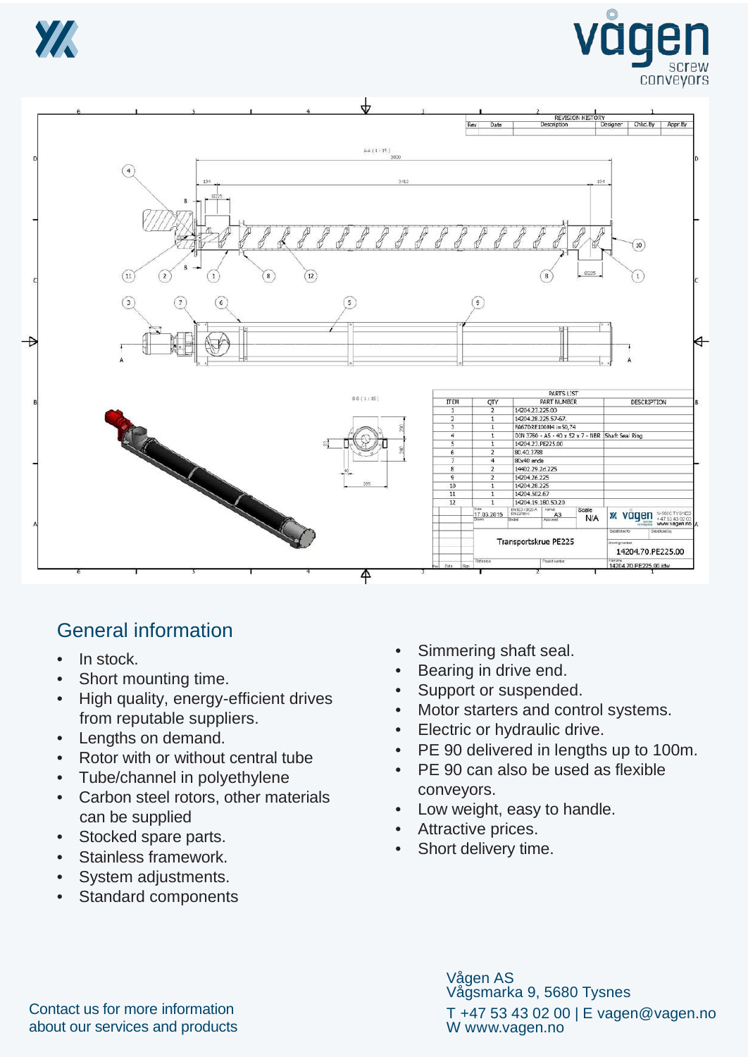## General information

- In stock.
- Short mounting time.
- High quality, energy-efficient drives from reputable suppliers.
- Lengths on demand.
- Rotor with or without central tube
- Tube/channel in polyethylene
- Carbon steel rotors, other materials can be supplied
- Stocked spare parts.
- Stainless framework.
- System adjustments.
- Standard components
- Simmering shaft seal.
- Bearing in drive end.
- Support or suspended.
- Motor starters and control systems.
- Electric or hydraulic drive.
- PE 90 delivered in lengths up to 100m.
- PE 90 can also be used as flexible conveyors.
- Low weight, easy to handle.
- Attractive prices.
- Short delivery time.

Contact us for more information about our services and products

Vågen AS
Vågsmarka 9, 5680 Tysnes
T +47 53 43 02 00 | E vagen@vagen.no
W www.vagen.no